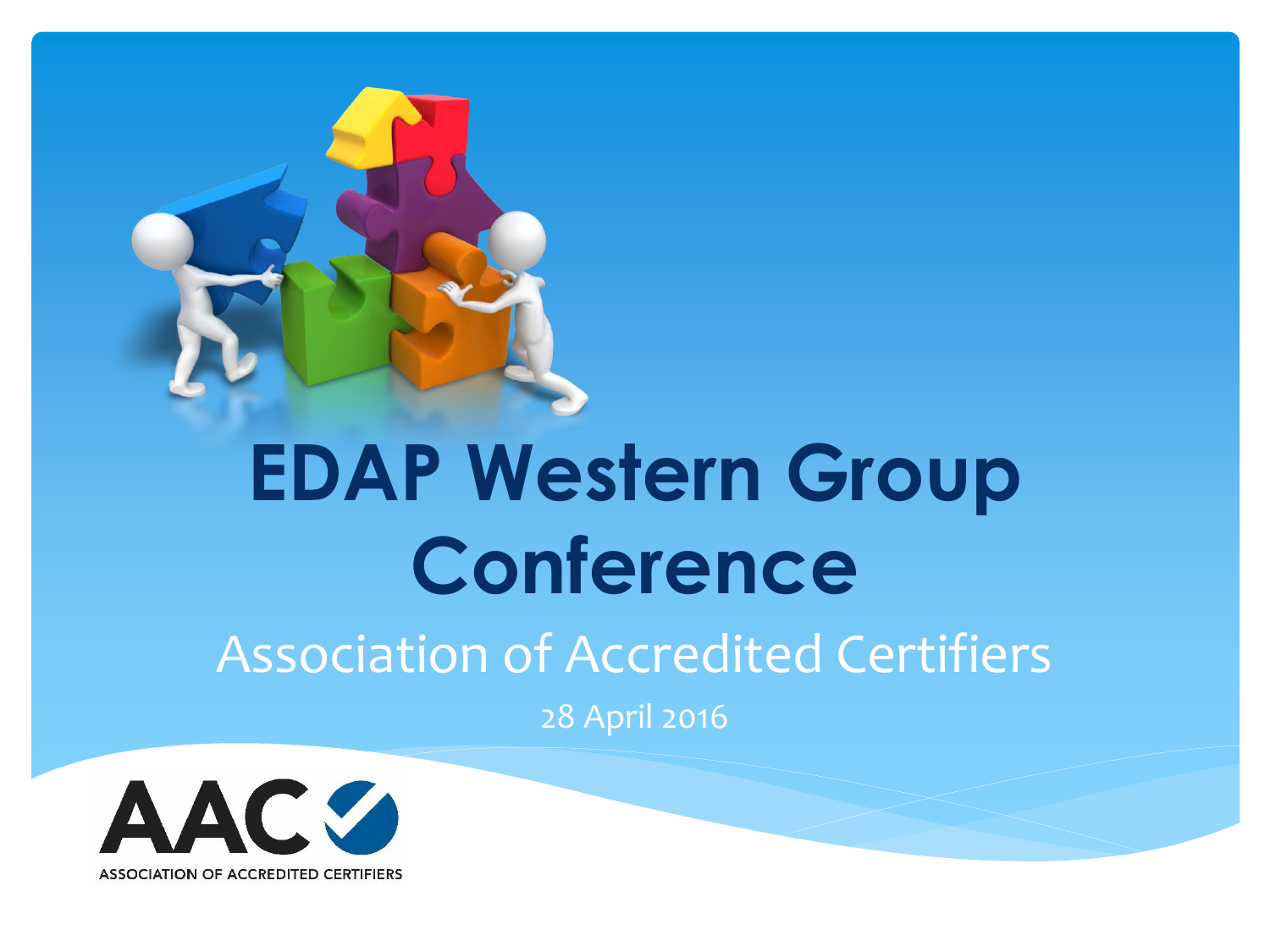# EDAP Western Group Conference

## Association of Accredited Certifiers

28 April 2016

AAC

ASSOCIATION OF ACCREDITED CERTIFIERS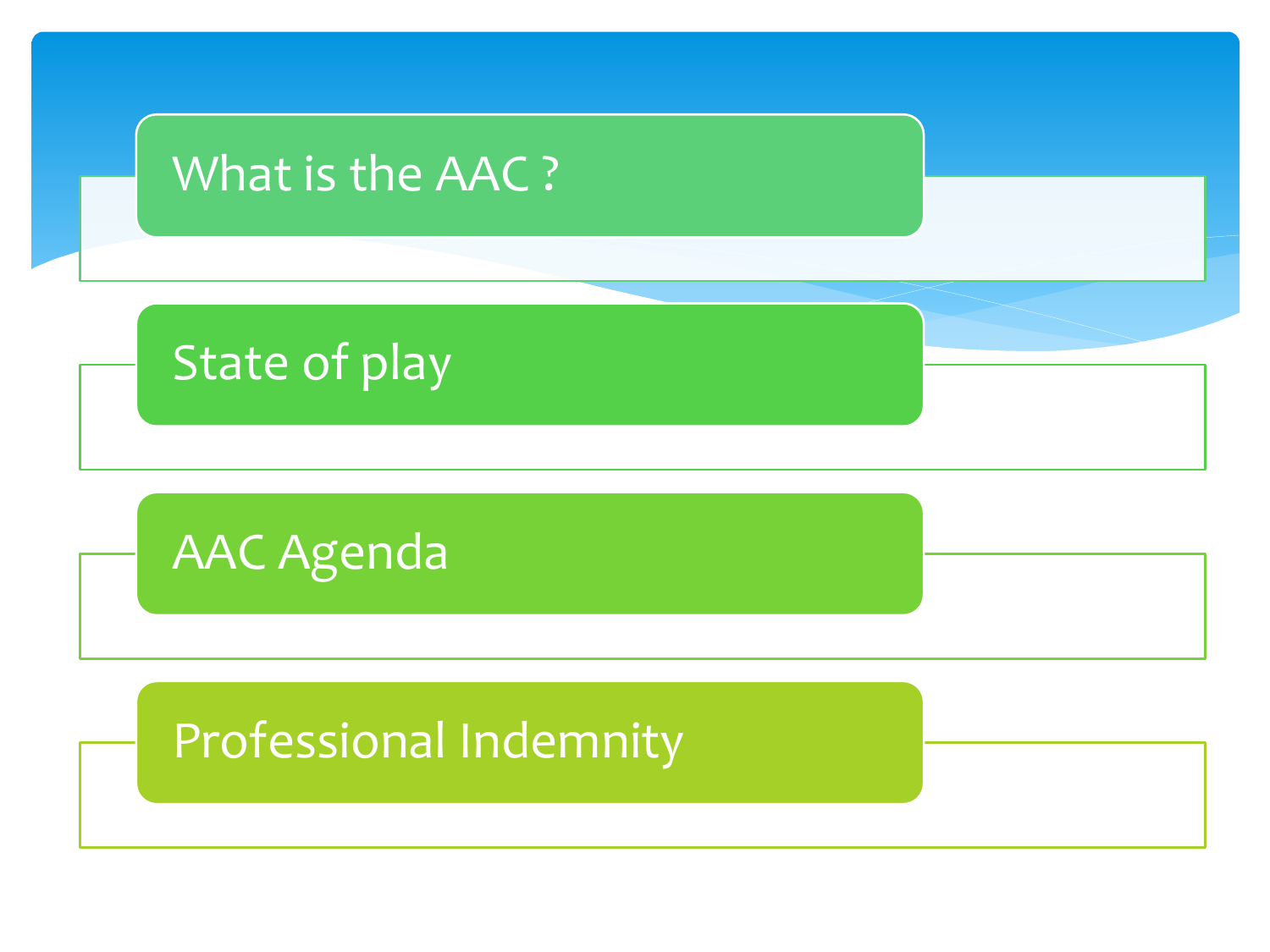- What is the AAC ?
- State of play
- AAC Agenda
- Professional Indemnity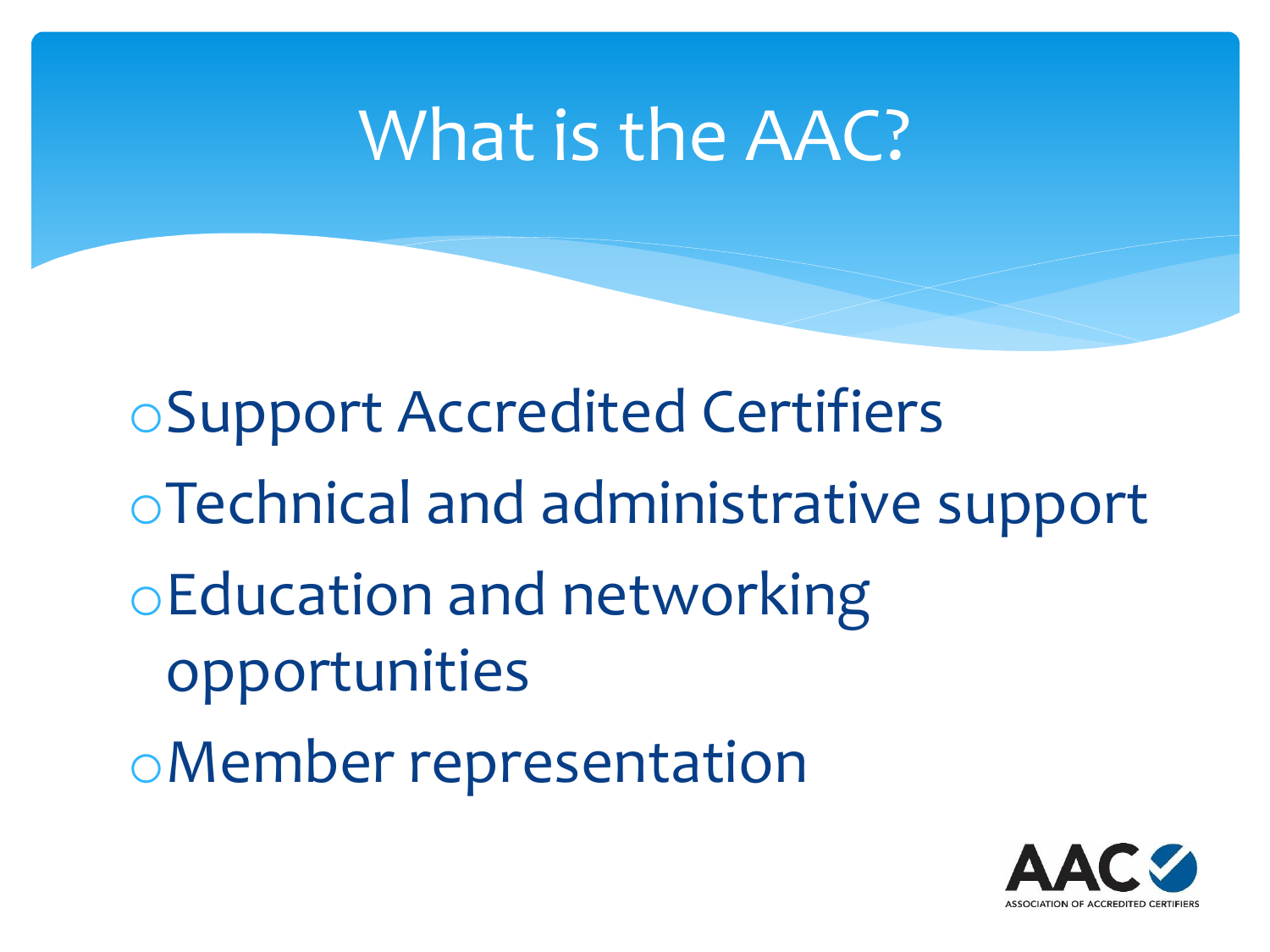# What is the AAC?

- Support Accredited Certifiers
- Technical and administrative support
- Education and networking opportunities
- Member representation

AAC
ASSOCIATION OF ACCREDITED CERTIFIERS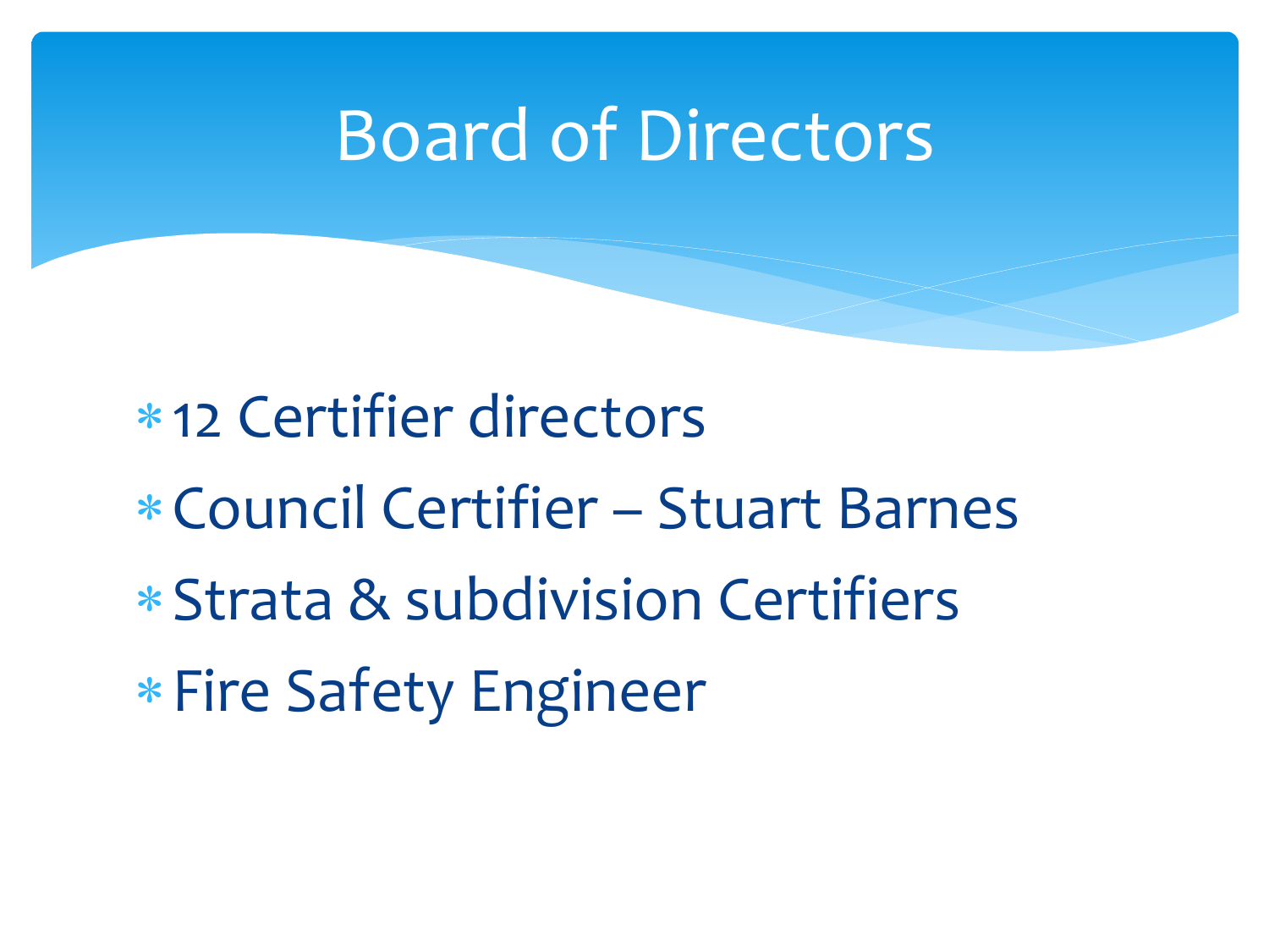# Board of Directors

- 12 Certifier directors
- Council Certifier – Stuart Barnes
- Strata & subdivision Certifiers
- Fire Safety Engineer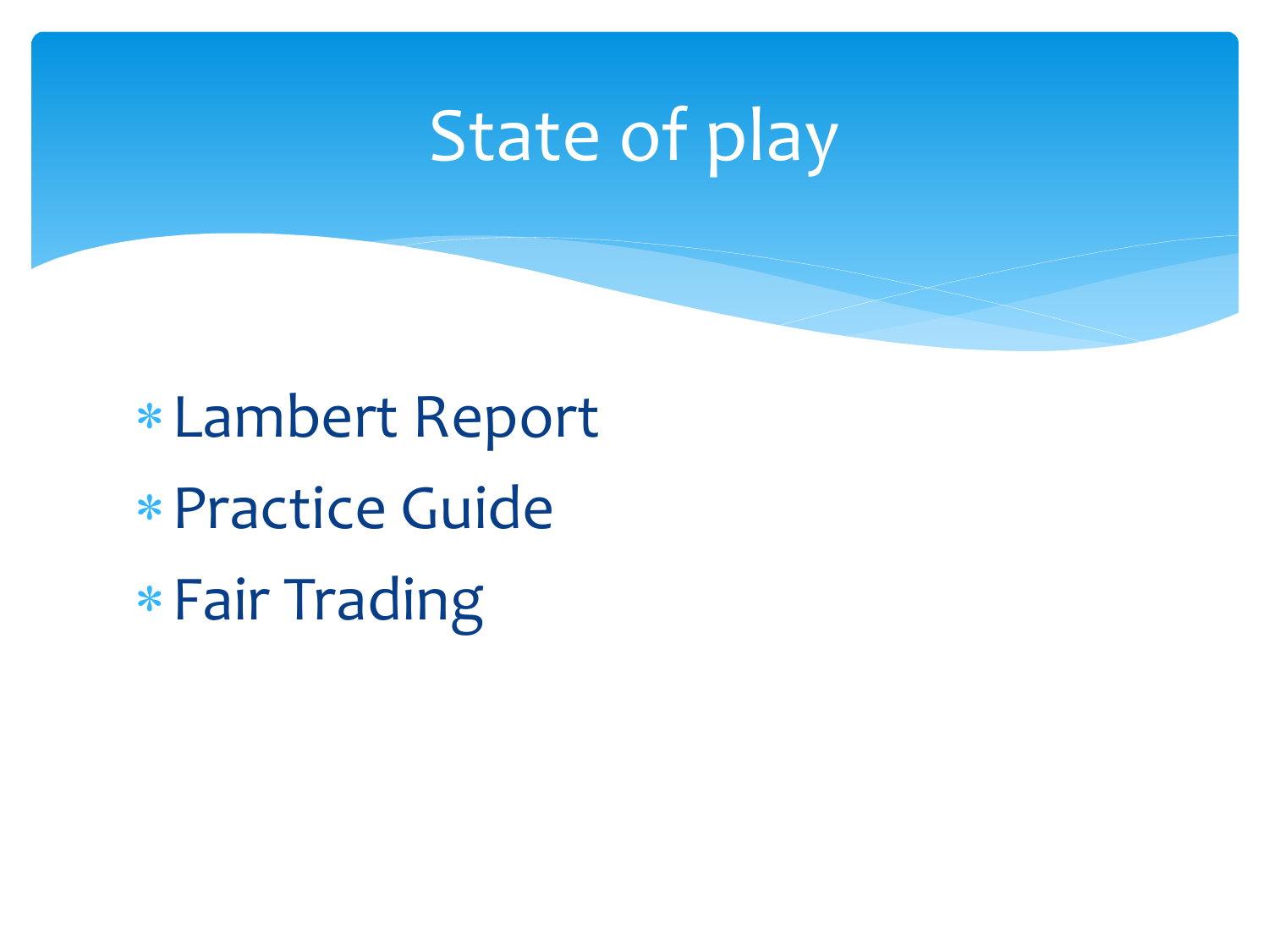# State of play

* Lambert Report
* Practice Guide
* Fair Trading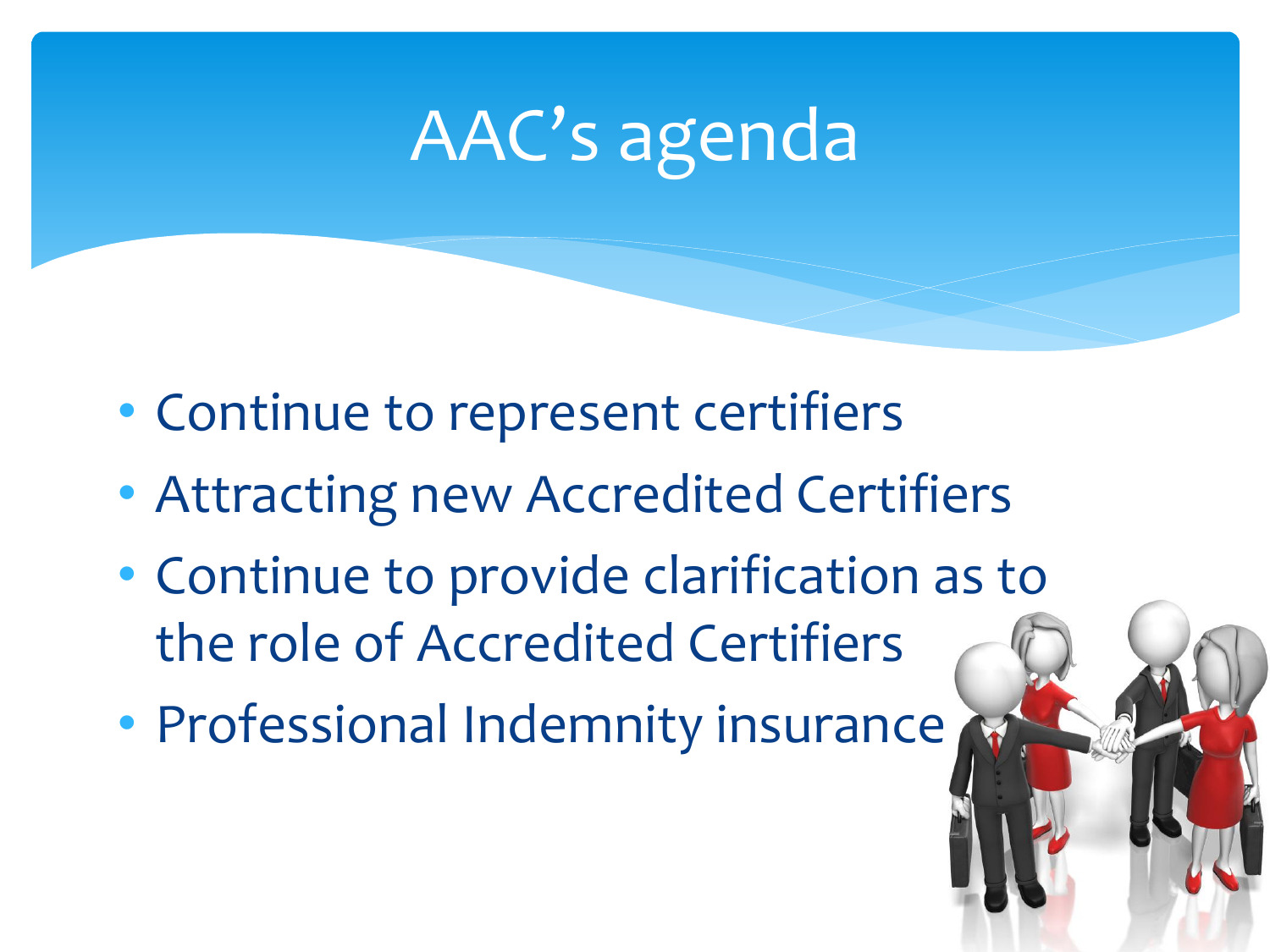# AAC's agenda

- Continue to represent certifiers
- Attracting new Accredited Certifiers
- Continue to provide clarification as to the role of Accredited Certifiers
- Professional Indemnity insurance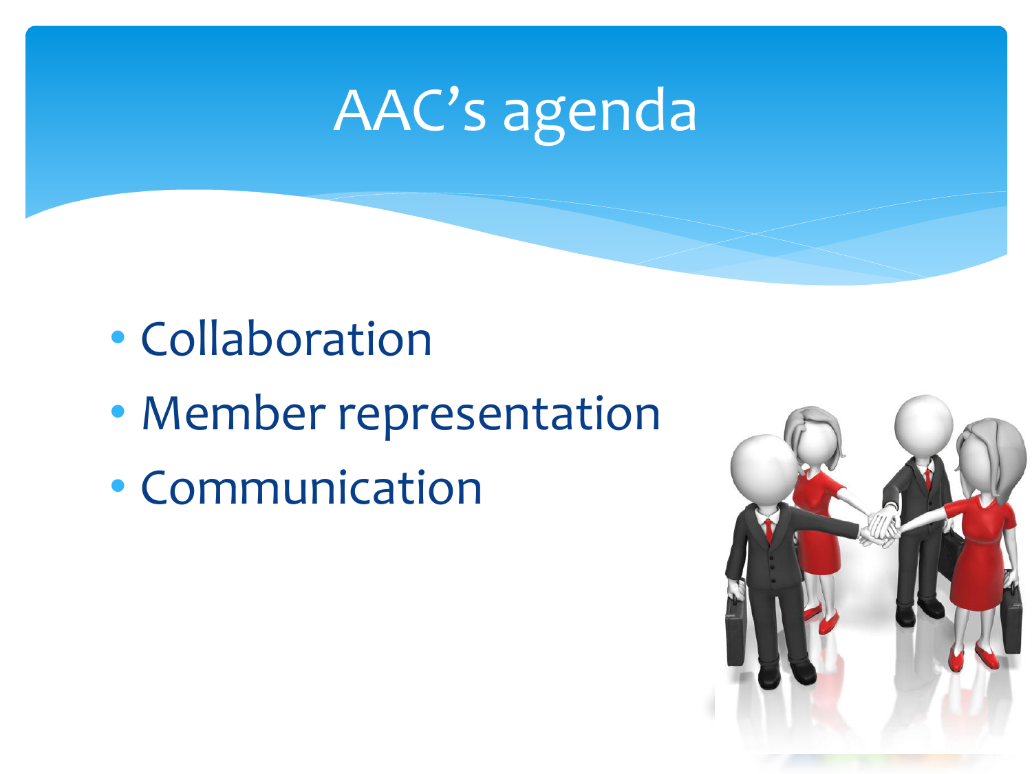# AAC’s agenda

- Collaboration
- Member representation
- Communication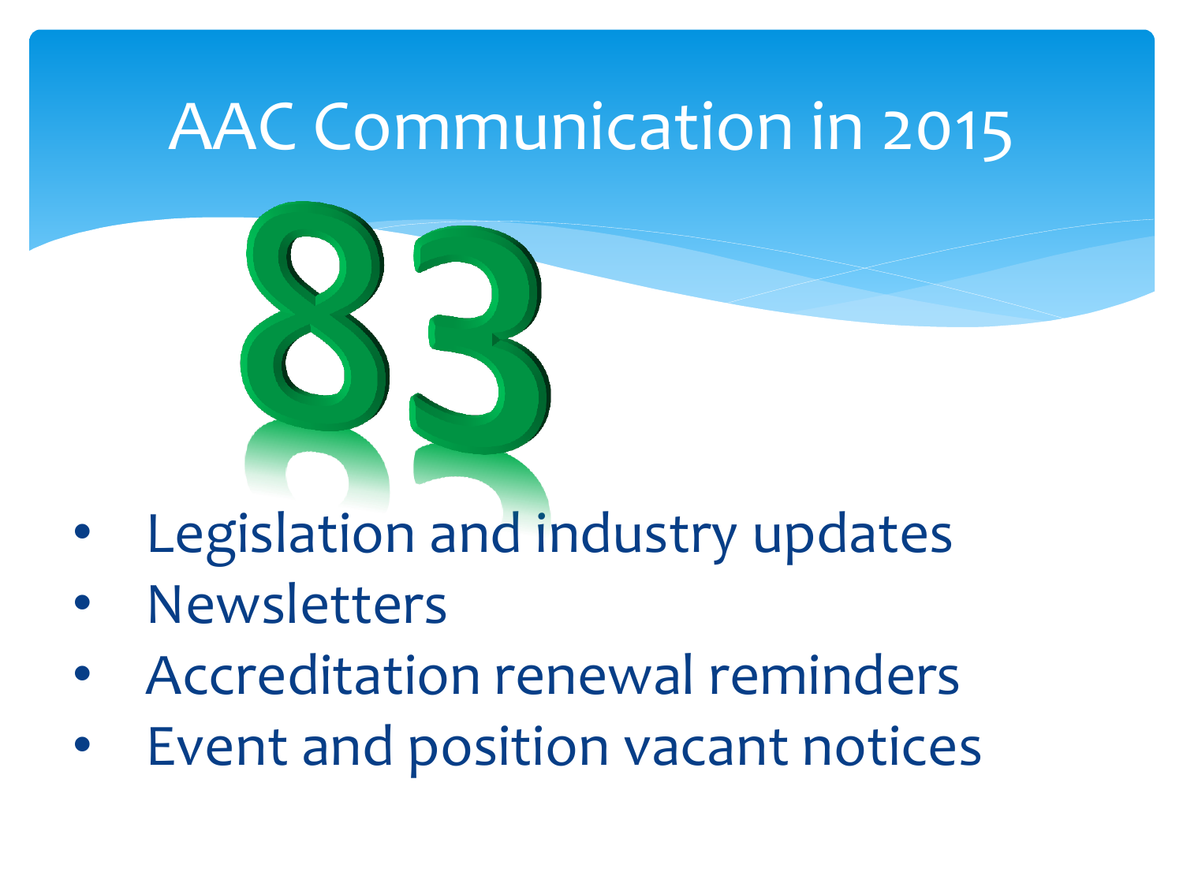# AAC Communication in 2015

83

- Legislation and industry updates
- Newsletters
- Accreditation renewal reminders
- Event and position vacant notices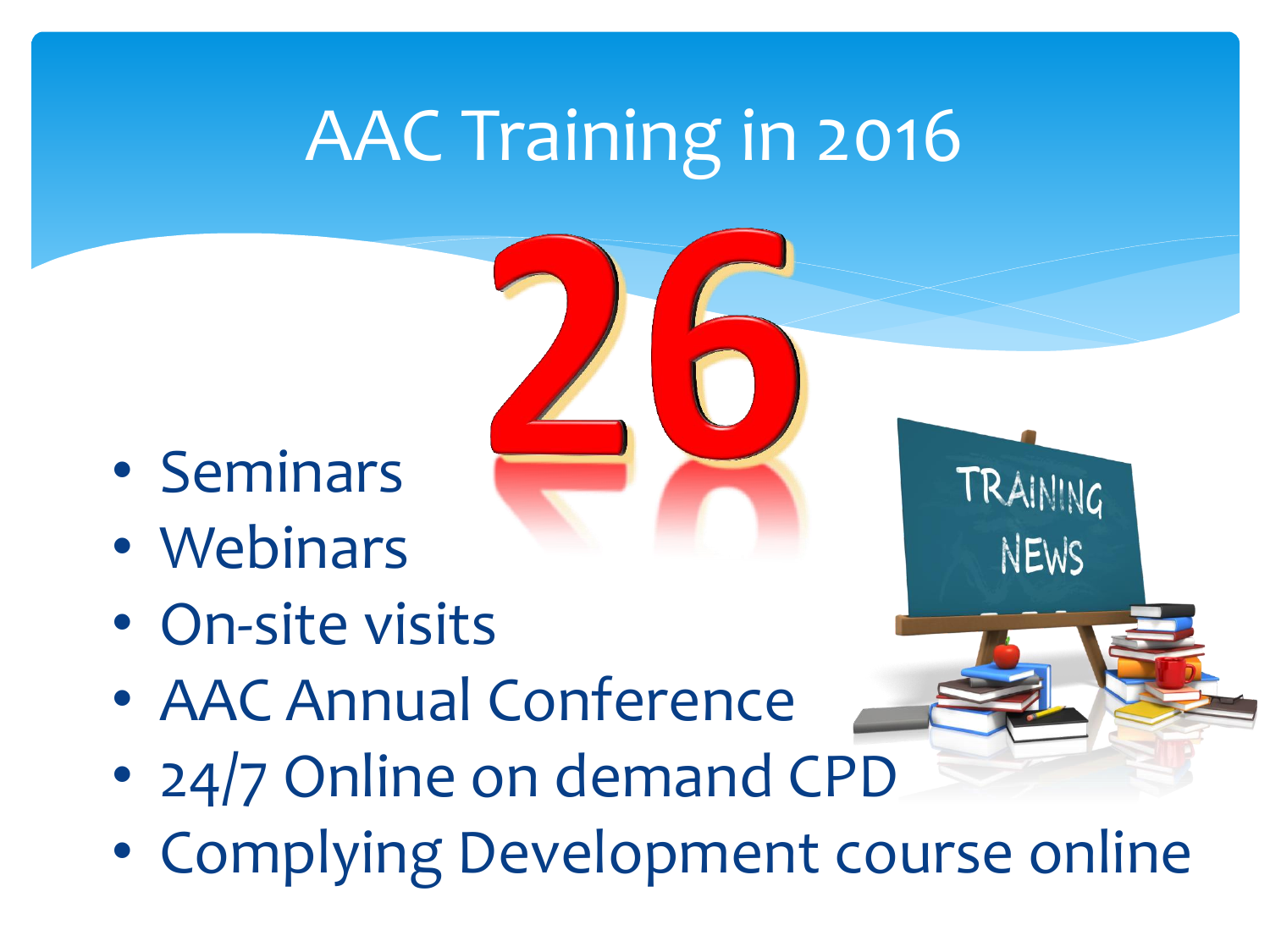# AAC Training in 2016

26

- Seminars
- Webinars
- On-site visits
- AAC Annual Conference
- 24/7 Online on demand CPD
- Complying Development course online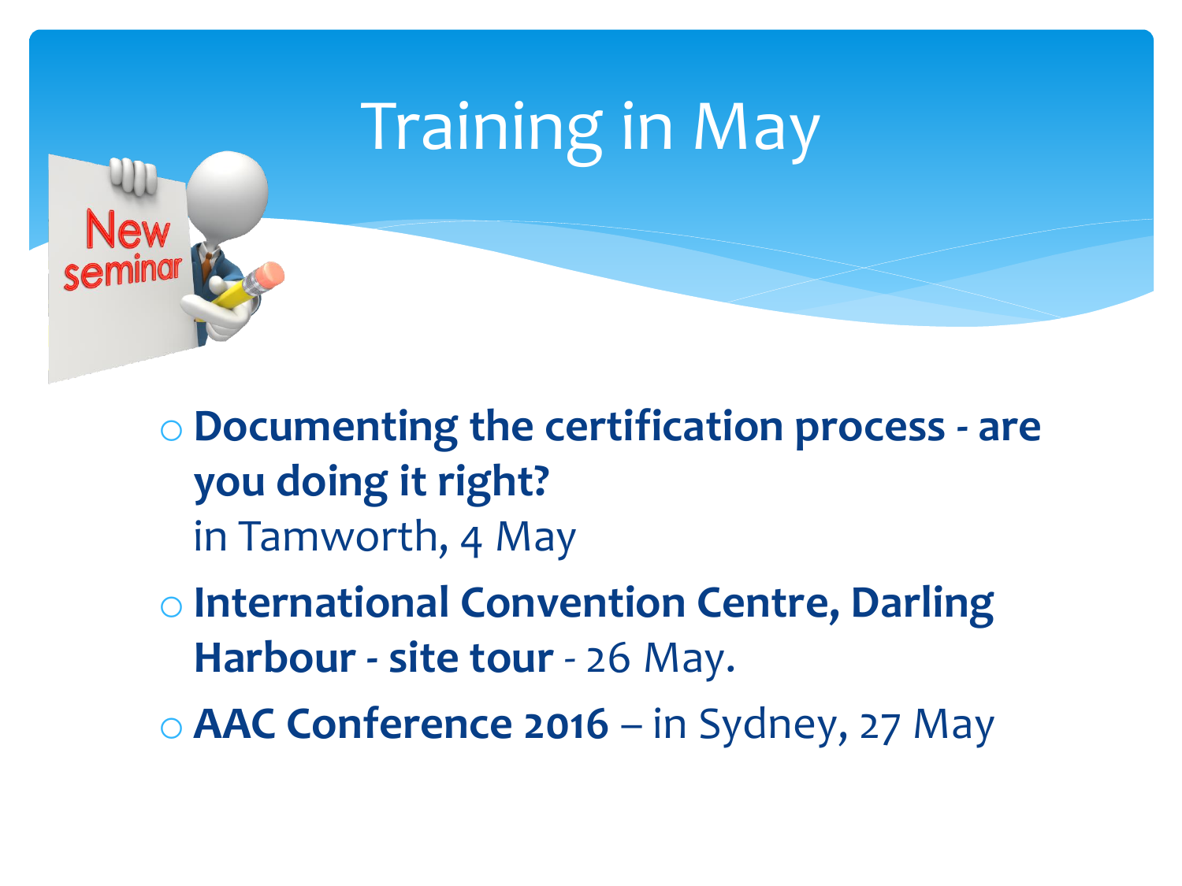# Training in May

- **Documenting the certification process - are you doing it right?**
  in Tamworth, 4 May
- **International Convention Centre, Darling Harbour - site tour** - 26 May.
- **AAC Conference 2016** – in Sydney, 27 May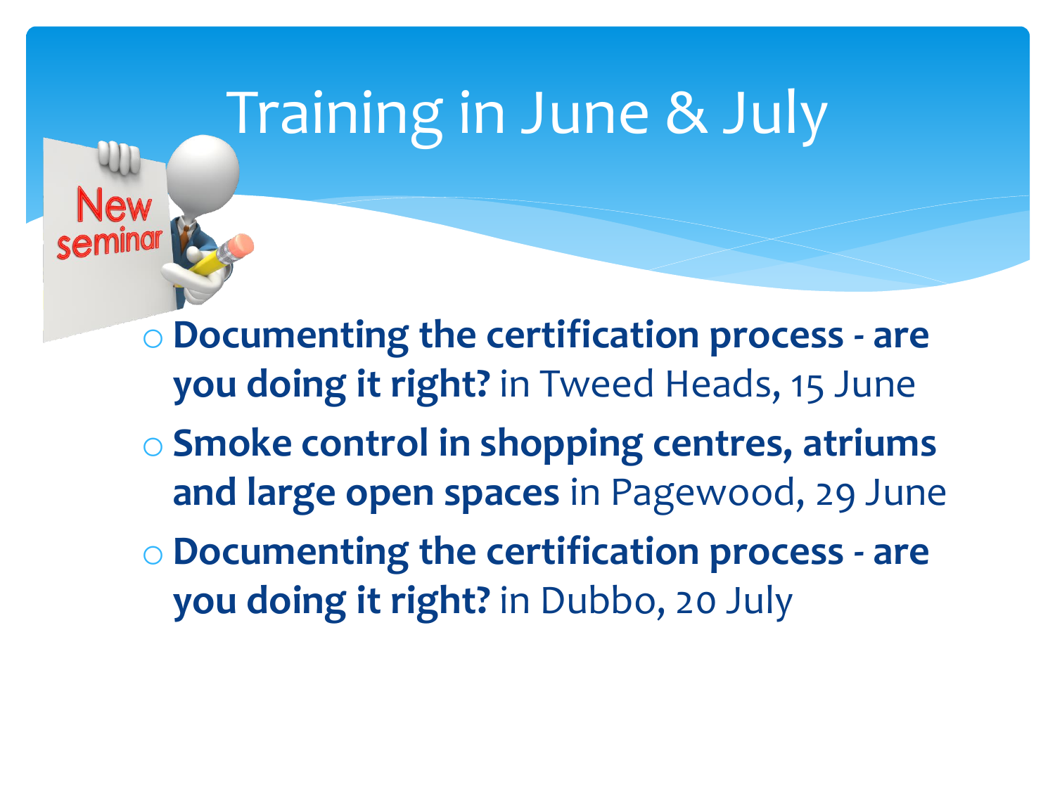# Training in June & July

- **Documenting the certification process - are you doing it right?** in Tweed Heads, 15 June
- **Smoke control in shopping centres, atriums and large open spaces** in Pagewood, 29 June
- **Documenting the certification process - are you doing it right?** in Dubbo, 20 July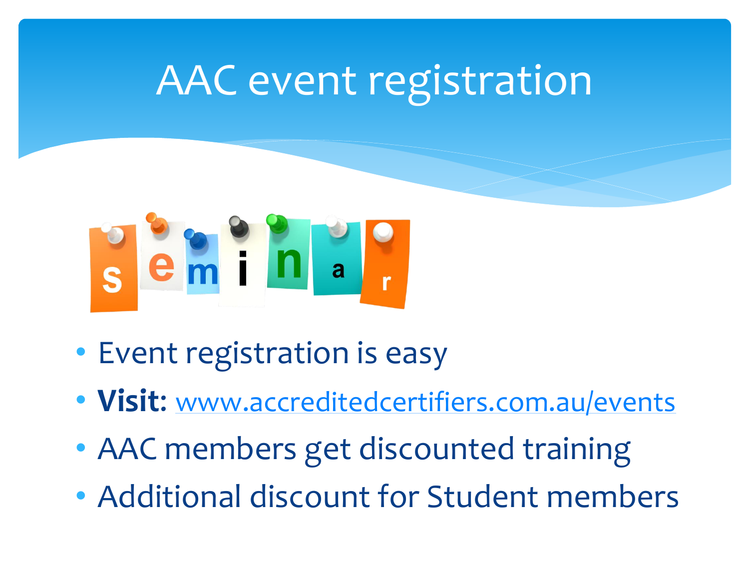# AAC event registration

- Event registration is easy
- **Visit:** [www.accreditedcertifiers.com.au/events](http://www.accreditedcertifiers.com.au/events)
- AAC members get discounted training
- Additional discount for Student members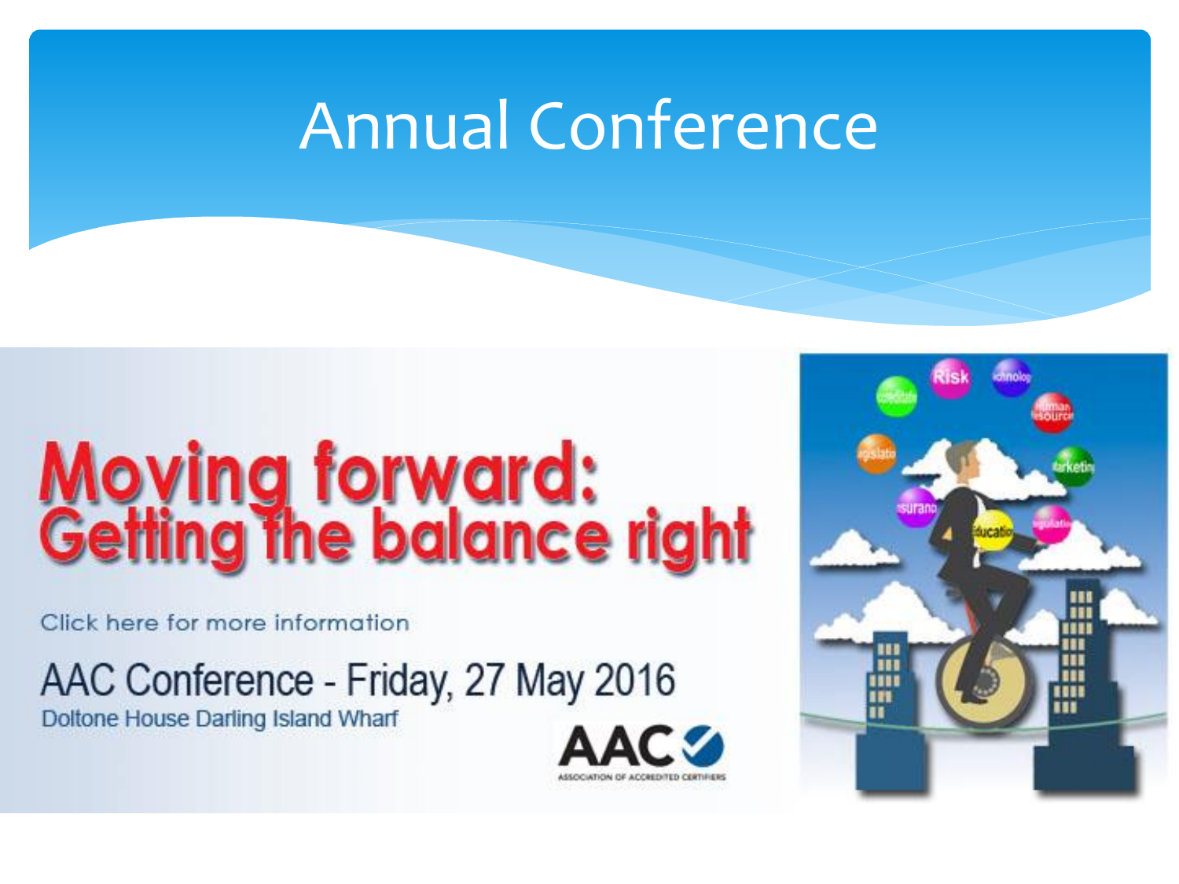# Annual Conference

# Moving forward: Getting the balance right

Click here for more information

AAC Conference - Friday, 27 May 2016

Doltone House Darling Island Wharf

AAC

ASSOCIATION OF ACCREDITED CERTIFIERS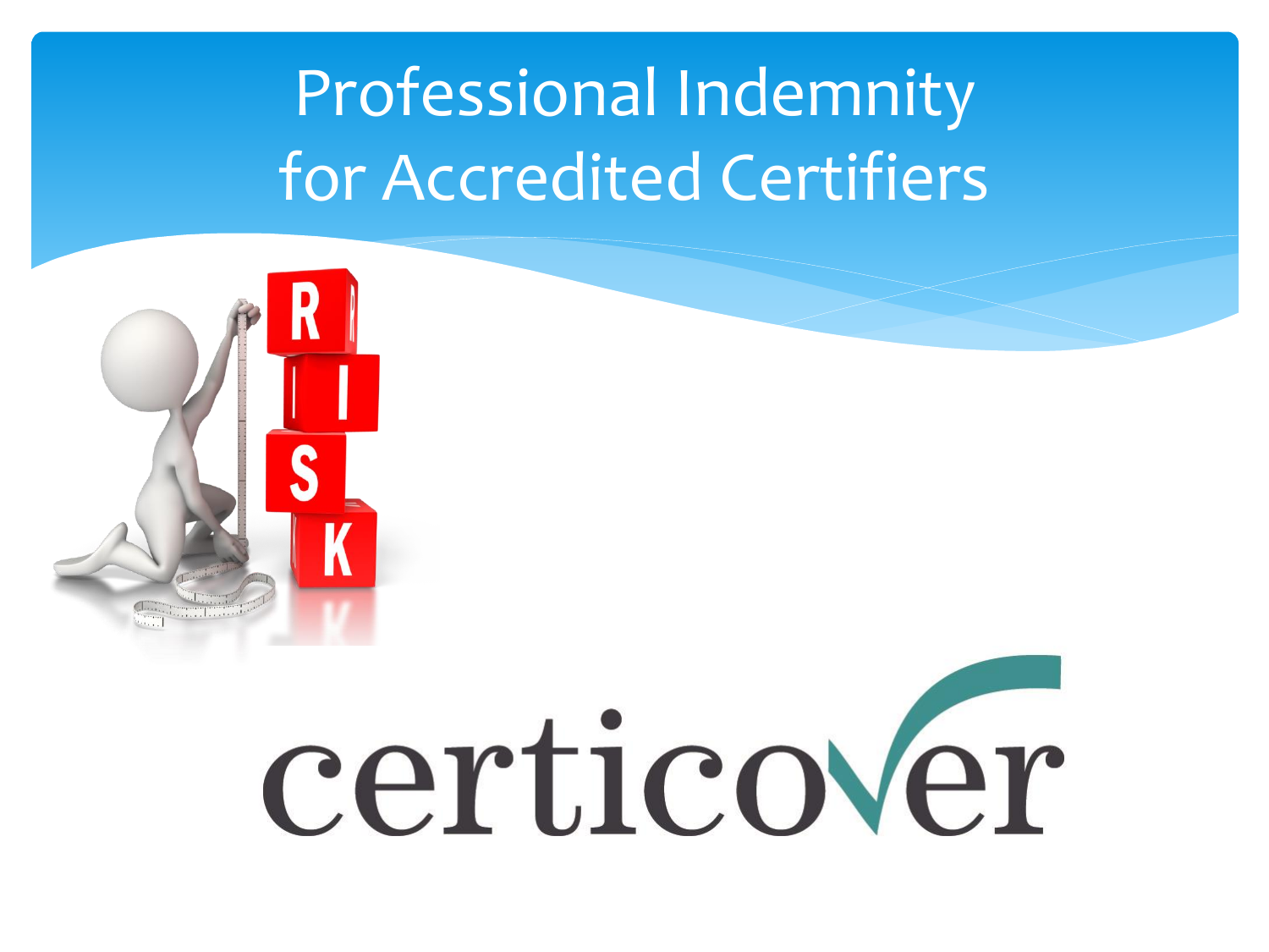# Professional Indemnity for Accredited Certifiers

certicover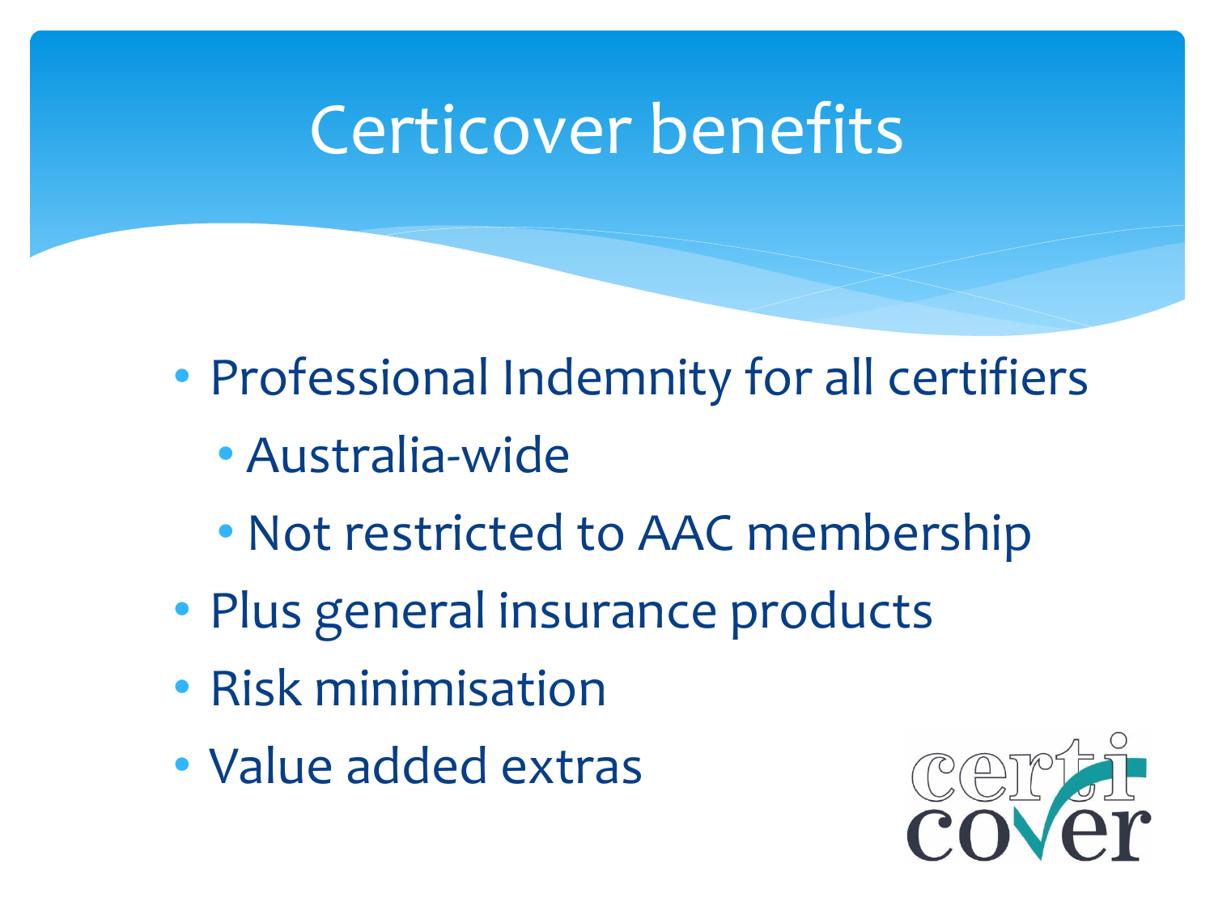# Certicover benefits

- Professional Indemnity for all certifiers
  - Australia-wide
  - Not restricted to AAC membership
- Plus general insurance products
- Risk minimisation
- Value added extras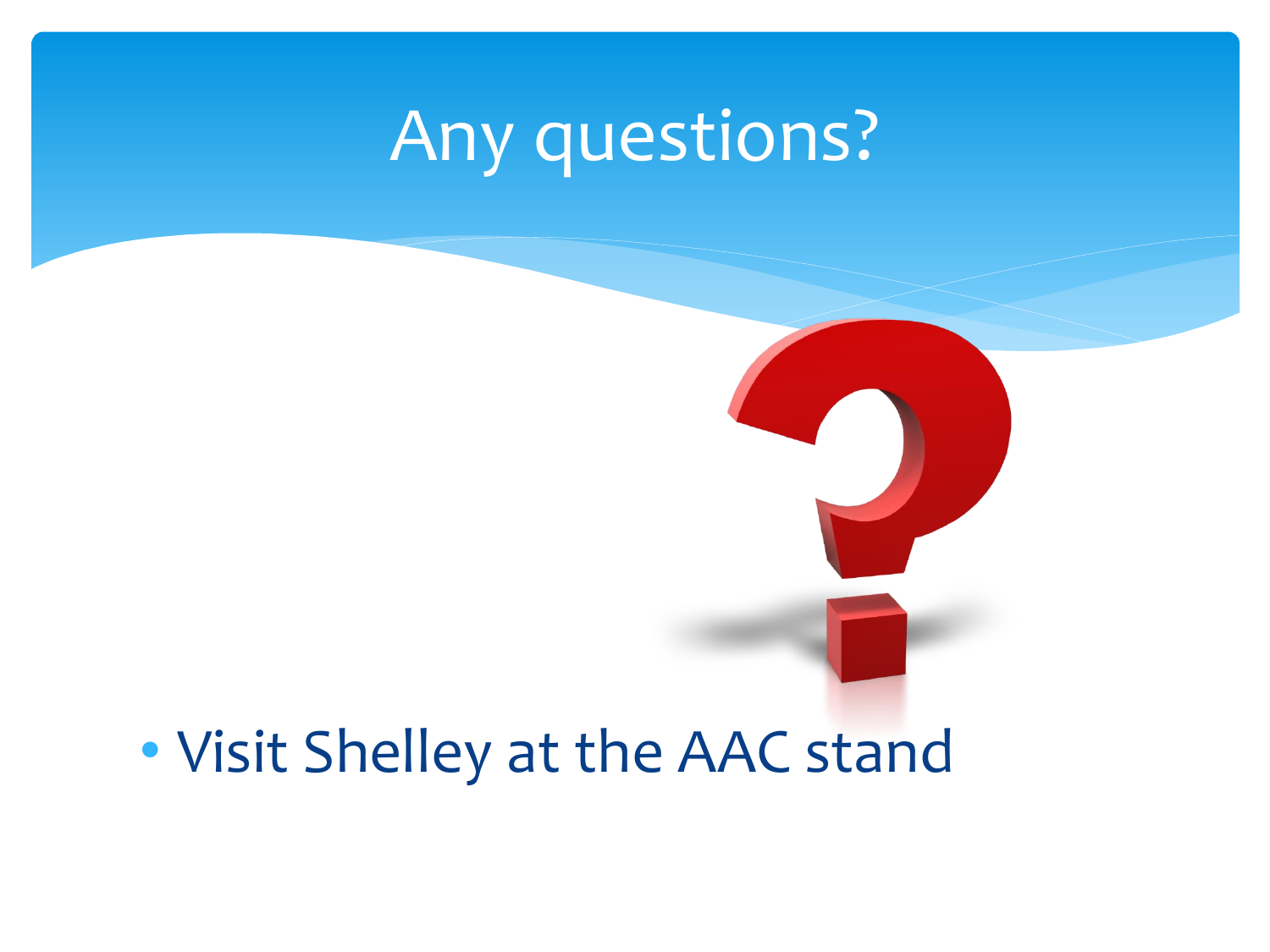# Any questions?

- Visit Shelley at the AAC stand